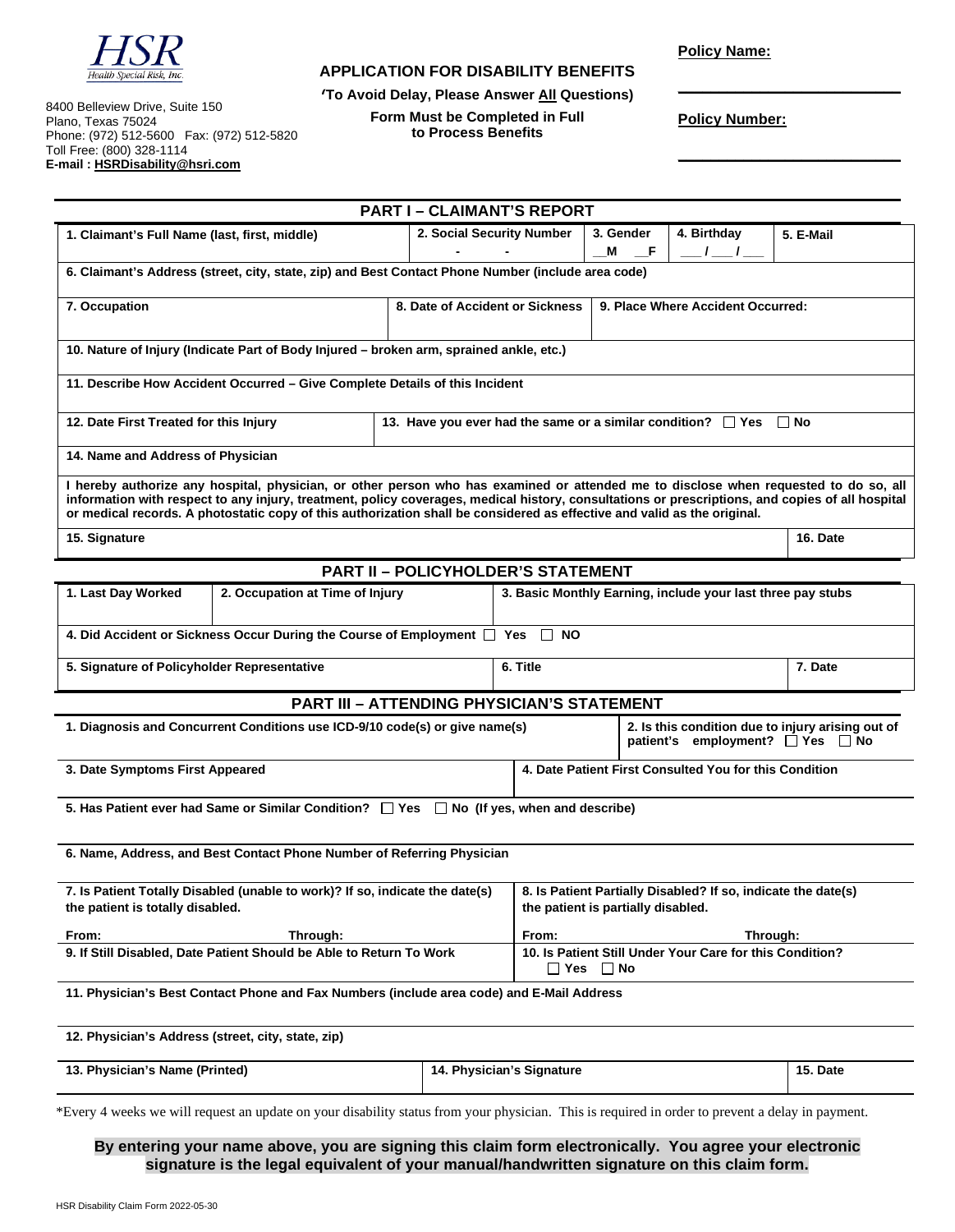HSR
Health Special Risk, Inc.

8400 Belleview Drive, Suite 150
Plano, Texas 75024
Phone: (972) 512-5600 Fax: (972) 512-5820
Toll Free: (800) 328-1114
**E-mail : HSRDisability@hsri.com**

# APPLICATION FOR DISABILITY BENEFITS

**'To Avoid Delay, Please Answer All Questions)**

**Form Must be Completed in Full to Process Benefits**

**Policy Name:** ______________________

**Policy Number:** ______________________

## PART I – CLAIMANT'S REPORT

| 1. Claimant's Full Name (last, first, middle) | 2. Social Security Number - - | 3. Gender __M __F | 4. Birthday ___/___/___ | 5. E-Mail |
|---|---|---|---|---|
| 6. Claimant's Address (street, city, state, zip) and Best Contact Phone Number (include area code) | | | | |
| 7. Occupation | 8. Date of Accident or Sickness | 9. Place Where Accident Occurred: | | |
| 10. Nature of Injury (Indicate Part of Body Injured – broken arm, sprained ankle, etc.) | | | | |
| 11. Describe How Accident Occurred – Give Complete Details of this Incident | | | | |
| 12. Date First Treated for this Injury | 13. Have you ever had the same or a similar condition? ☐ Yes ☐ No | | | |
| 14. Name and Address of Physician | | | | |

**I hereby authorize any hospital, physician, or other person who has examined or attended me to disclose when requested to do so, all information with respect to any injury, treatment, policy coverages, medical history, consultations or prescriptions, and copies of all hospital or medical records. A photostatic copy of this authorization shall be considered as effective and valid as the original.**

| 15. Signature | 16. Date |
|---|---|

## PART II – POLICYHOLDER'S STATEMENT

| 1. Last Day Worked | 2. Occupation at Time of Injury | 3. Basic Monthly Earning, include your last three pay stubs | |
|---|---|---|---|
| 4. Did Accident or Sickness Occur During the Course of Employment ☐ Yes ☐ NO | | | |
| 5. Signature of Policyholder Representative | | 6. Title | 7. Date |

## PART III – ATTENDING PHYSICIAN'S STATEMENT

| 1. Diagnosis and Concurrent Conditions use ICD-9/10 code(s) or give name(s) | 2. Is this condition due to injury arising out of patient's employment? ☐ Yes ☐ No |
|---|---|
| 3. Date Symptoms First Appeared | 4. Date Patient First Consulted You for this Condition |
| 5. Has Patient ever had Same or Similar Condition? ☐ Yes ☐ No (If yes, when and describe) | |
| 6. Name, Address, and Best Contact Phone Number of Referring Physician | |
| 7. Is Patient Totally Disabled (unable to work)? If so, indicate the date(s) the patient is totally disabled. From: Through: | 8. Is Patient Partially Disabled? If so, indicate the date(s) the patient is partially disabled. From: Through: |
| 9. If Still Disabled, Date Patient Should be Able to Return To Work | 10. Is Patient Still Under Your Care for this Condition? ☐ Yes ☐ No |
| 11. Physician's Best Contact Phone and Fax Numbers (include area code) and E-Mail Address | |
| 12. Physician's Address (street, city, state, zip) | |

| 13. Physician's Name (Printed) | 14. Physician's Signature | 15. Date |
|---|---|---|

*Every 4 weeks we will request an update on your disability status from your physician. This is required in order to prevent a delay in payment.

**By entering your name above, you are signing this claim form electronically. You agree your electronic signature is the legal equivalent of your manual/handwritten signature on this claim form.**

HSR Disability Claim Form 2022-05-30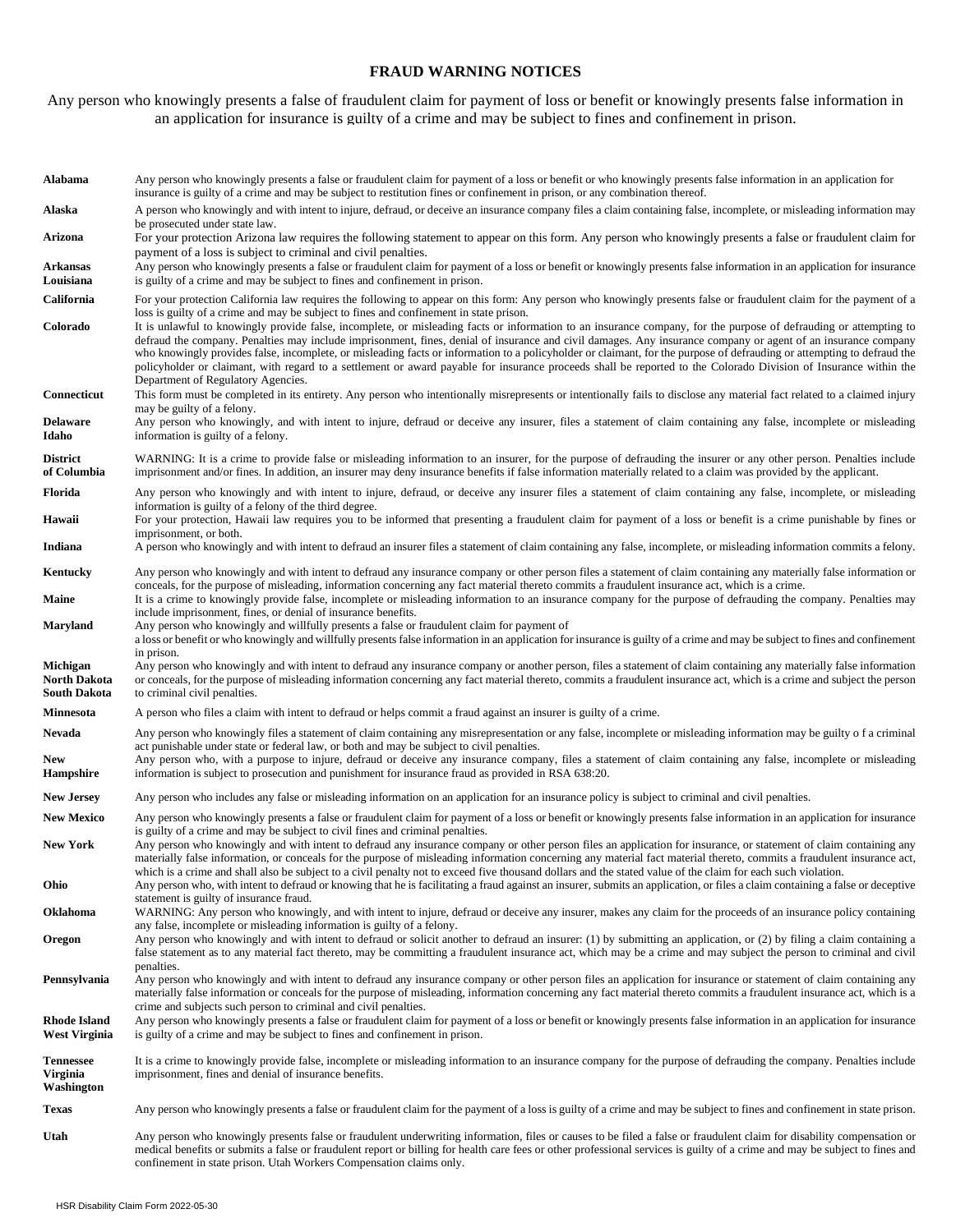# FRAUD WARNING NOTICES

Any person who knowingly presents a false of fraudulent claim for payment of loss or benefit or knowingly presents false information in an application for insurance is guilty of a crime and may be subject to fines and confinement in prison.

| | |
|---|---|
| **Alabama** | Any person who knowingly presents a false or fraudulent claim for payment of a loss or benefit or who knowingly presents false information in an application for insurance is guilty of a crime and may be subject to restitution fines or confinement in prison, or any combination thereof. |
| **Alaska** | A person who knowingly and with intent to injure, defraud, or deceive an insurance company files a claim containing false, incomplete, or misleading information may be prosecuted under state law. |
| **Arizona** | For your protection Arizona law requires the following statement to appear on this form. Any person who knowingly presents a false or fraudulent claim for payment of a loss is subject to criminal and civil penalties. |
| **Arkansas Louisiana** | Any person who knowingly presents a false or fraudulent claim for payment of a loss or benefit or knowingly presents false information in an application for insurance is guilty of a crime and may be subject to fines and confinement in prison. |
| **California** | For your protection California law requires the following to appear on this form: Any person who knowingly presents false or fraudulent claim for the payment of a loss is guilty of a crime and may be subject to fines and confinement in state prison. |
| **Colorado** | It is unlawful to knowingly provide false, incomplete, or misleading facts or information to an insurance company, for the purpose of defrauding or attempting to defraud the company. Penalties may include imprisonment, fines, denial of insurance and civil damages. Any insurance company or agent of an insurance company who knowingly provides false, incomplete, or misleading facts or information to a policyholder or claimant, for the purpose of defrauding or attempting to defraud the policyholder or claimant, with regard to a settlement or award payable for insurance proceeds shall be reported to the Colorado Division of Insurance within the Department of Regulatory Agencies. |
| **Connecticut** | This form must be completed in its entirety. Any person who intentionally misrepresents or intentionally fails to disclose any material fact related to a claimed injury may be guilty of a felony. |
| **Delaware Idaho** | Any person who knowingly, and with intent to injure, defraud or deceive any insurer, files a statement of claim containing any false, incomplete or misleading information is guilty of a felony. |
| **District of Columbia** | WARNING: It is a crime to provide false or misleading information to an insurer, for the purpose of defrauding the insurer or any other person. Penalties include imprisonment and/or fines. In addition, an insurer may deny insurance benefits if false information materially related to a claim was provided by the applicant. |
| **Florida** | Any person who knowingly and with intent to injure, defraud, or deceive any insurer files a statement of claim containing any false, incomplete, or misleading information is guilty of a felony of the third degree. |
| **Hawaii** | For your protection, Hawaii law requires you to be informed that presenting a fraudulent claim for payment of a loss or benefit is a crime punishable by fines or imprisonment, or both. |
| **Indiana** | A person who knowingly and with intent to defraud an insurer files a statement of claim containing any false, incomplete, or misleading information commits a felony. |
| **Kentucky** | Any person who knowingly and with intent to defraud any insurance company or other person files a statement of claim containing any materially false information or conceals, for the purpose of misleading, information concerning any fact material thereto commits a fraudulent insurance act, which is a crime. |
| **Maine** | It is a crime to knowingly provide false, incomplete or misleading information to an insurance company for the purpose of defrauding the company. Penalties may include imprisonment, fines, or denial of insurance benefits. |
| **Maryland** | Any person who knowingly and willfully presents a false or fraudulent claim for payment of a loss or benefit or who knowingly and willfully presents false information in an application for insurance is guilty of a crime and may be subject to fines and confinement in prison. |
| **Michigan North Dakota South Dakota** | Any person who knowingly and with intent to defraud any insurance company or another person, files a statement of claim containing any materially false information or conceals, for the purpose of misleading information concerning any fact material thereto, commits a fraudulent insurance act, which is a crime and subject the person to criminal civil penalties. |
| **Minnesota** | A person who files a claim with intent to defraud or helps commit a fraud against an insurer is guilty of a crime. |
| **Nevada** | Any person who knowingly files a statement of claim containing any misrepresentation or any false, incomplete or misleading information may be guilty o f a criminal act punishable under state or federal law, or both and may be subject to civil penalties. |
| **New Hampshire** | Any person who, with a purpose to injure, defraud or deceive any insurance company, files a statement of claim containing any false, incomplete or misleading information is subject to prosecution and punishment for insurance fraud as provided in RSA 638:20. |
| **New Jersey** | Any person who includes any false or misleading information on an application for an insurance policy is subject to criminal and civil penalties. |
| **New Mexico** | Any person who knowingly presents a false or fraudulent claim for payment of a loss or benefit or knowingly presents false information in an application for insurance is guilty of a crime and may be subject to civil fines and criminal penalties. |
| **New York** | Any person who knowingly and with intent to defraud any insurance company or other person files an application for insurance, or statement of claim containing any materially false information, or conceals for the purpose of misleading information concerning any material fact material thereto, commits a fraudulent insurance act, which is a crime and shall also be subject to a civil penalty not to exceed five thousand dollars and the stated value of the claim for each such violation. |
| **Ohio** | Any person who, with intent to defraud or knowing that he is facilitating a fraud against an insurer, submits an application, or files a claim containing a false or deceptive statement is guilty of insurance fraud. |
| **Oklahoma** | WARNING: Any person who knowingly, and with intent to injure, defraud or deceive any insurer, makes any claim for the proceeds of an insurance policy containing any false, incomplete or misleading information is guilty of a felony. |
| **Oregon** | Any person who knowingly and with intent to defraud or solicit another to defraud an insurer: (1) by submitting an application, or (2) by filing a claim containing a false statement as to any material fact thereto, may be committing a fraudulent insurance act, which may be a crime and may subject the person to criminal and civil penalties. |
| **Pennsylvania** | Any person who knowingly and with intent to defraud any insurance company or other person files an application for insurance or statement of claim containing any materially false information or conceals for the purpose of misleading, information concerning any fact material thereto commits a fraudulent insurance act, which is a crime and subjects such person to criminal and civil penalties. |
| **Rhode Island West Virginia** | Any person who knowingly presents a false or fraudulent claim for payment of a loss or benefit or knowingly presents false information in an application for insurance is guilty of a crime and may be subject to fines and confinement in prison. |
| **Tennessee Virginia Washington** | It is a crime to knowingly provide false, incomplete or misleading information to an insurance company for the purpose of defrauding the company. Penalties include imprisonment, fines and denial of insurance benefits. |
| **Texas** | Any person who knowingly presents a false or fraudulent claim for the payment of a loss is guilty of a crime and may be subject to fines and confinement in state prison. |
| **Utah** | Any person who knowingly presents false or fraudulent underwriting information, files or causes to be filed a false or fraudulent claim for disability compensation or medical benefits or submits a false or fraudulent report or billing for health care fees or other professional services is guilty of a crime and may be subject to fines and confinement in state prison. Utah Workers Compensation claims only. |

HSR Disability Claim Form 2022-05-30